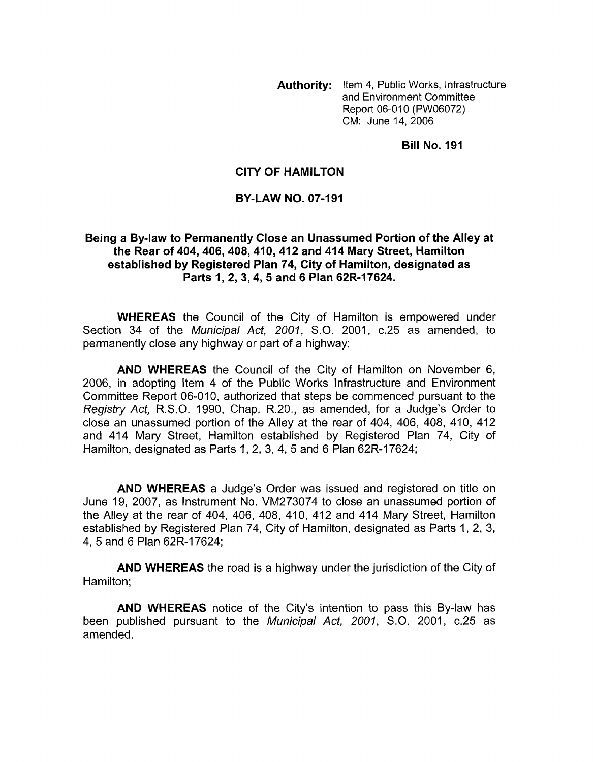**Authority:** Item 4, Public Works, Infrastructure and Environment Committee Report 06-010 (PW06072) CM: June 14, 2006

**Bill No. 191**

**CITY OF HAMILTON**

**BY-LAW NO. 07-191**

**Being a By-law to Permanently Close an Unassumed Portion of the Alley at the Rear of 404, 406, 408, 410, 412 and 414 Mary Street, Hamilton established by Registered Plan 74, City of Hamilton, designated as Parts 1, 2, 3, 4, 5 and 6 Plan 62R-17624.**

**WHEREAS** the Council of the City of Hamilton is empowered under Section 34 of the *Municipal Act, 2001*, S.O. 2001, c.25 as amended, to permanently close any highway or part of a highway;

**AND WHEREAS** the Council of the City of Hamilton on November 6, 2006, in adopting Item 4 of the Public Works Infrastructure and Environment Committee Report 06-010, authorized that steps be commenced pursuant to the *Registry Act*, R.S.O. 1990, Chap. R.20., as amended, for a Judge's Order to close an unassumed portion of the Alley at the rear of 404, 406, 408, 410, 412 and 414 Mary Street, Hamilton established by Registered Plan 74, City of Hamilton, designated as Parts 1, 2, 3, 4, 5 and 6 Plan 62R-17624;

**AND WHEREAS** a Judge's Order was issued and registered on title on June 19, 2007, as Instrument No. VM273074 to close an unassumed portion of the Alley at the rear of 404, 406, 408, 410, 412 and 414 Mary Street, Hamilton established by Registered Plan 74, City of Hamilton, designated as Parts 1, 2, 3, 4, 5 and 6 Plan 62R-17624;

**AND WHEREAS** the road is a highway under the jurisdiction of the City of Hamilton;

**AND WHEREAS** notice of the City's intention to pass this By-law has been published pursuant to the *Municipal Act, 2001*, S.O. 2001, c.25 as amended.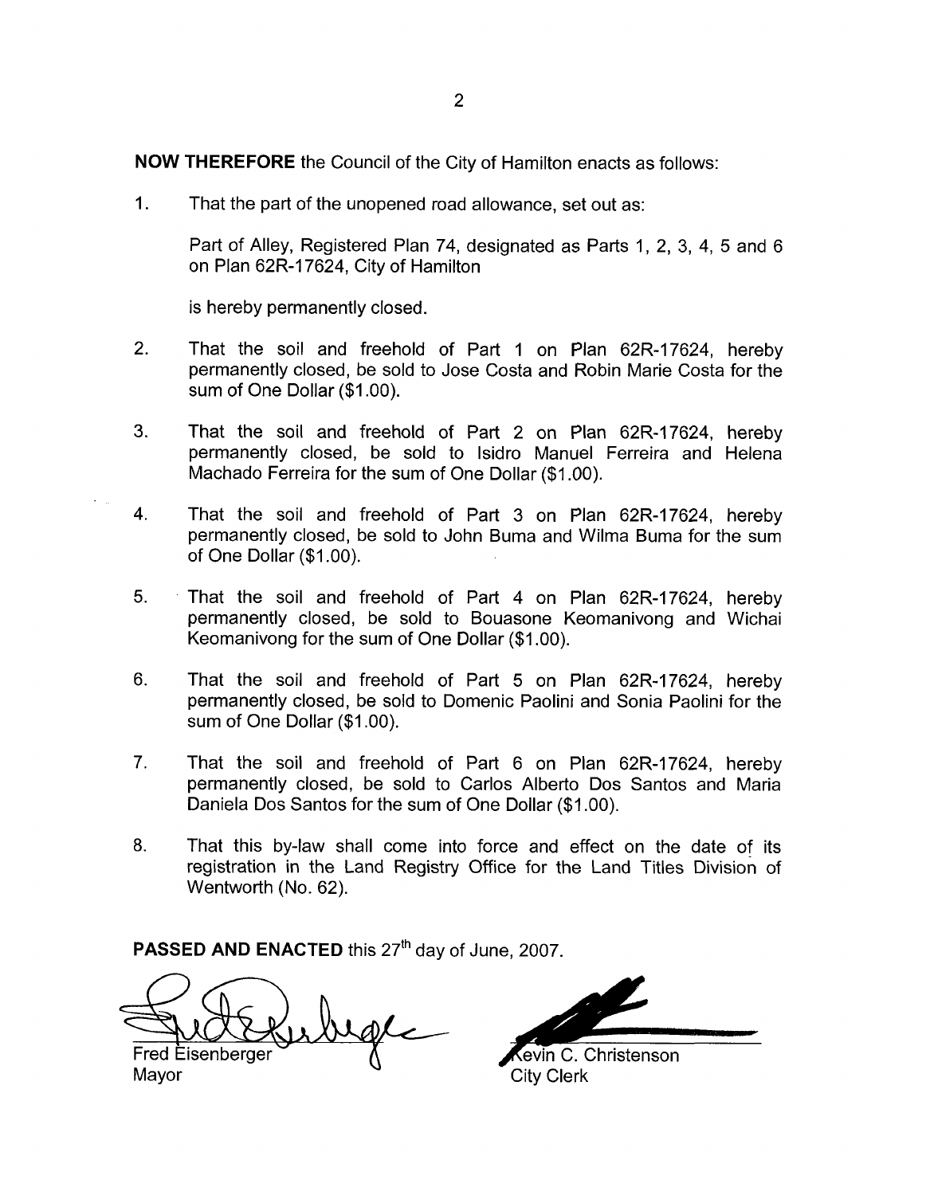**NOW THEREFORE** the Council of the City of Hamilton enacts as follows:

1. That the part of the unopened road allowance, set out as:

   Part of Alley, Registered Plan 74, designated as Parts 1, 2, 3, 4, 5 and 6 on Plan 62R-17624, City of Hamilton

   is hereby permanently closed.

2. That the soil and freehold of Part 1 on Plan 62R-17624, hereby permanently closed, be sold to Jose Costa and Robin Marie Costa for the sum of One Dollar ($1.00).

3. That the soil and freehold of Part 2 on Plan 62R-17624, hereby permanently closed, be sold to Isidro Manuel Ferreira and Helena Machado Ferreira for the sum of One Dollar ($1.00).

4. That the soil and freehold of Part 3 on Plan 62R-17624, hereby permanently closed, be sold to John Buma and Wilma Buma for the sum of One Dollar ($1.00).

5. That the soil and freehold of Part 4 on Plan 62R-17624, hereby permanently closed, be sold to Bouasone Keomanivong and Wichai Keomanivong for the sum of One Dollar ($1.00).

6. That the soil and freehold of Part 5 on Plan 62R-17624, hereby permanently closed, be sold to Domenic Paolini and Sonia Paolini for the sum of One Dollar ($1.00).

7. That the soil and freehold of Part 6 on Plan 62R-17624, hereby permanently closed, be sold to Carlos Alberto Dos Santos and Maria Daniela Dos Santos for the sum of One Dollar ($1.00).

8. That this by-law shall come into force and effect on the date of its registration in the Land Registry Office for the Land Titles Division of Wentworth (No. 62).

**PASSED AND ENACTED** this 27th day of June, 2007.

Fred Eisenberger
Mayor

Kevin C. Christenson
City Clerk